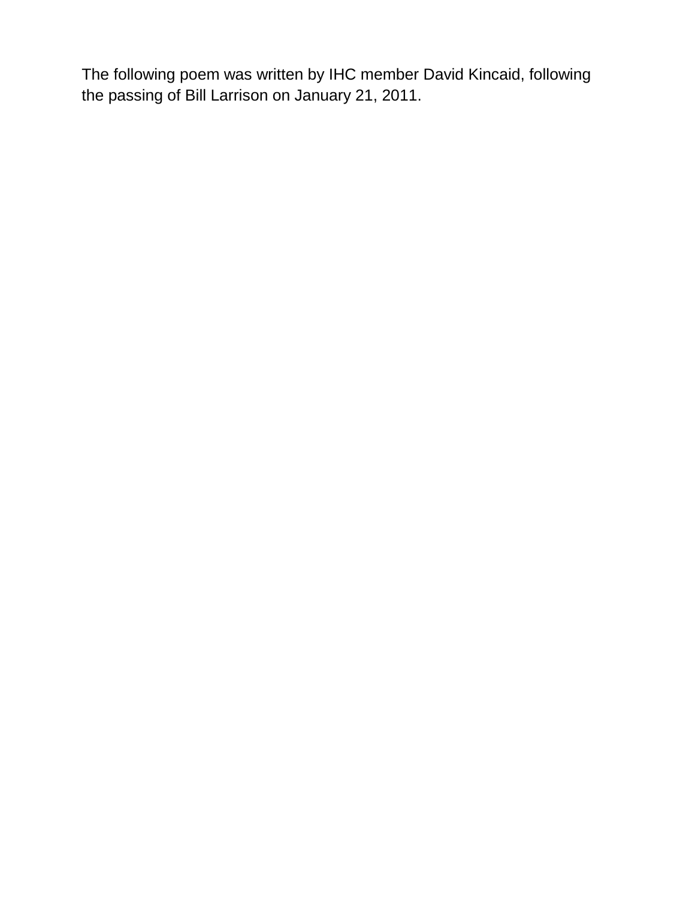The following poem was written by IHC member David Kincaid, following the passing of Bill Larrison on January 21, 2011.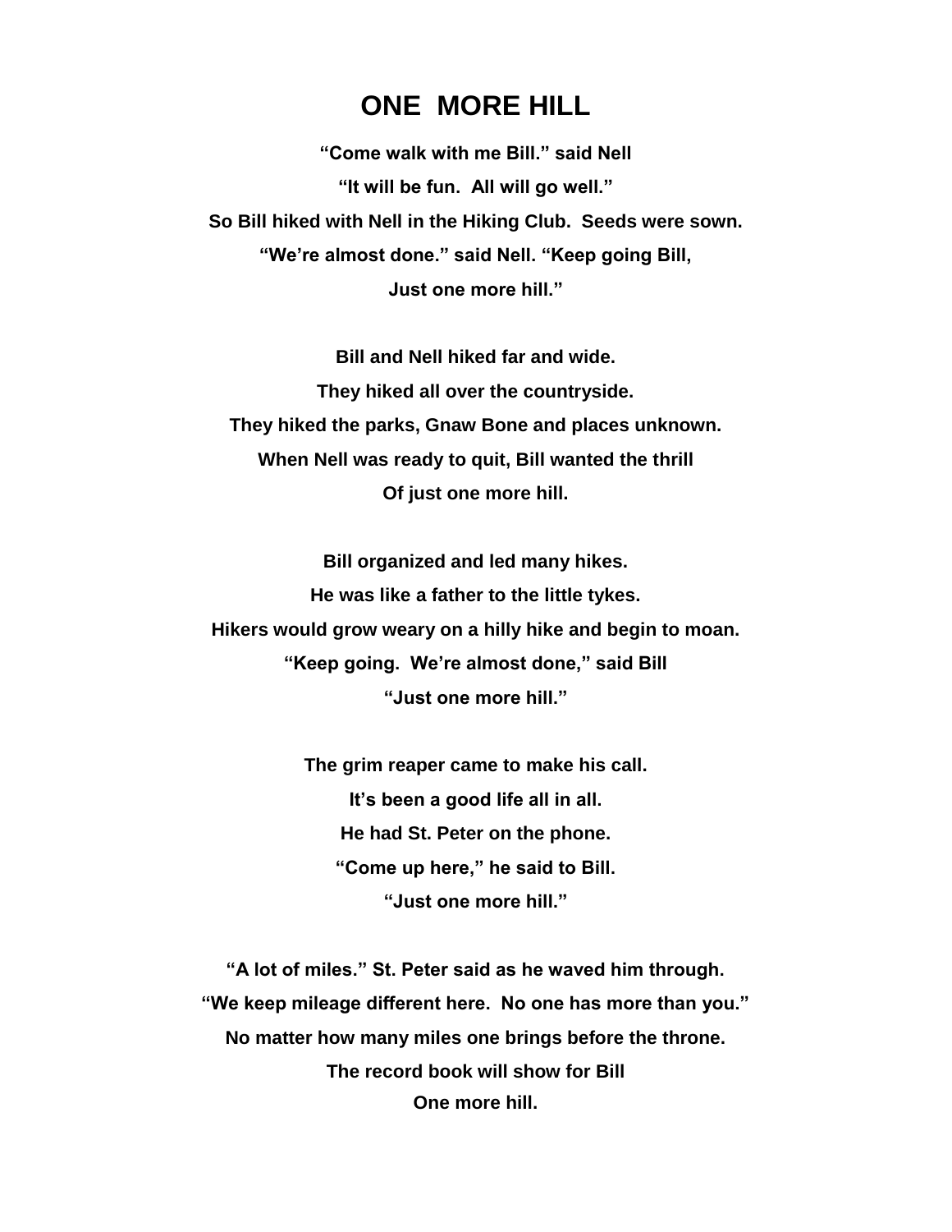# ONE MORE HILL

**"Come walk with me Bill." said Nell**
**"It will be fun. All will go well."**
**So Bill hiked with Nell in the Hiking Club. Seeds were sown.**
**"We're almost done." said Nell. "Keep going Bill,**
**Just one more hill."**

**Bill and Nell hiked far and wide.**
**They hiked all over the countryside.**
**They hiked the parks, Gnaw Bone and places unknown.**
**When Nell was ready to quit, Bill wanted the thrill**
**Of just one more hill.**

**Bill organized and led many hikes.**
**He was like a father to the little tykes.**
**Hikers would grow weary on a hilly hike and begin to moan.**
**"Keep going. We're almost done," said Bill**
**"Just one more hill."**

**The grim reaper came to make his call.**
**It's been a good life all in all.**
**He had St. Peter on the phone.**
**"Come up here," he said to Bill.**
**"Just one more hill."**

**"A lot of miles." St. Peter said as he waved him through.**
**"We keep mileage different here. No one has more than you."**
**No matter how many miles one brings before the throne.**
**The record book will show for Bill**
**One more hill.**